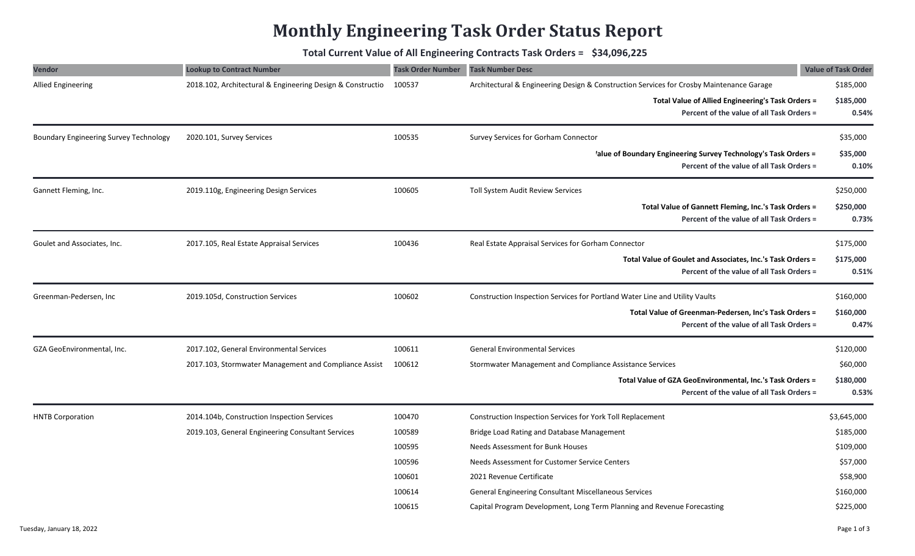# Monthly Engineering Task Order Status Report

**Total Current Value of All Engineering Contracts Task Orders = $34,096,225**

| Vendor | Lookup to Contract Number | Task Order Number | Task Number Desc | Value of Task Order |
|---|---|---|---|---|
| Allied Engineering | 2018.102, Architectural & Engineering Design & Constructio | 100537 | Architectural & Engineering Design & Construction Services for Crosby Maintenance Garage | $185,000 |
| | | | **Total Value of Allied Engineering's Task Orders =** | **$185,000** |
| | | | **Percent of the value of all Task Orders =** | **0.54%** |
| Boundary Engineering Survey Technology | 2020.101, Survey Services | 100535 | Survey Services for Gorham Connector | $35,000 |
| | | | **'alue of Boundary Engineering Survey Technology's Task Orders =** | **$35,000** |
| | | | **Percent of the value of all Task Orders =** | **0.10%** |
| Gannett Fleming, Inc. | 2019.110g, Engineering Design Services | 100605 | Toll System Audit Review Services | $250,000 |
| | | | **Total Value of Gannett Fleming, Inc.'s Task Orders =** | **$250,000** |
| | | | **Percent of the value of all Task Orders =** | **0.73%** |
| Goulet and Associates, Inc. | 2017.105, Real Estate Appraisal Services | 100436 | Real Estate Appraisal Services for Gorham Connector | $175,000 |
| | | | **Total Value of Goulet and Associates, Inc.'s Task Orders =** | **$175,000** |
| | | | **Percent of the value of all Task Orders =** | **0.51%** |
| Greenman-Pedersen, Inc | 2019.105d, Construction Services | 100602 | Construction Inspection Services for Portland Water Line and Utility Vaults | $160,000 |
| | | | **Total Value of Greenman-Pedersen, Inc's Task Orders =** | **$160,000** |
| | | | **Percent of the value of all Task Orders =** | **0.47%** |
| GZA GeoEnvironmental, Inc. | 2017.102, General Environmental Services | 100611 | General Environmental Services | $120,000 |
| | 2017.103, Stormwater Management and Compliance Assist | 100612 | Stormwater Management and Compliance Assistance Services | $60,000 |
| | | | **Total Value of GZA GeoEnvironmental, Inc.'s Task Orders =** | **$180,000** |
| | | | **Percent of the value of all Task Orders =** | **0.53%** |
| HNTB Corporation | 2014.104b, Construction Inspection Services | 100470 | Construction Inspection Services for York Toll Replacement | $3,645,000 |
| | 2019.103, General Engineering Consultant Services | 100589 | Bridge Load Rating and Database Management | $185,000 |
| | | 100595 | Needs Assessment for Bunk Houses | $109,000 |
| | | 100596 | Needs Assessment for Customer Service Centers | $57,000 |
| | | 100601 | 2021 Revenue Certificate | $58,900 |
| | | 100614 | General Engineering Consultant Miscellaneous Services | $160,000 |
| | | 100615 | Capital Program Development, Long Term Planning and Revenue Forecasting | $225,000 |

Tuesday, January 18, 2022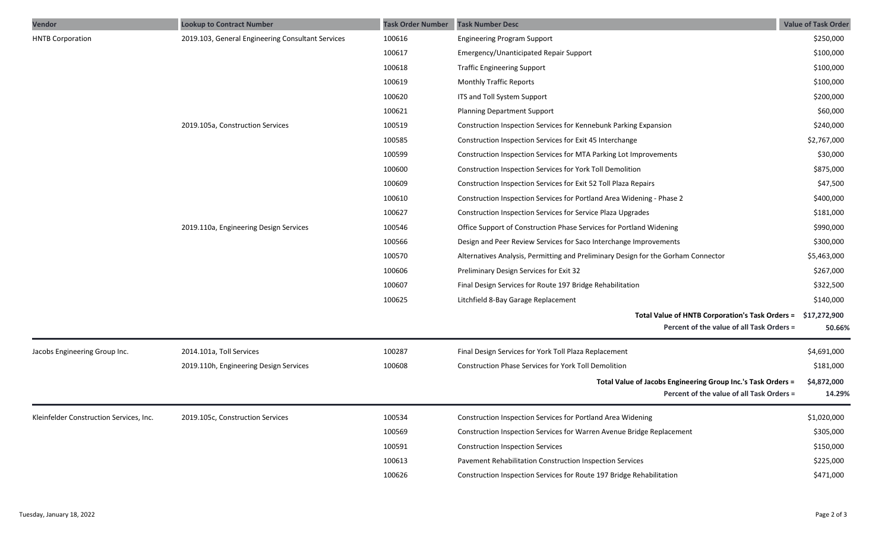| Vendor | Lookup to Contract Number | Task Order Number | Task Number Desc | Value of Task Order |
|---|---|---|---|---|
| HNTB Corporation | 2019.103, General Engineering Consultant Services | 100616 | Engineering Program Support | $250,000 |
| | | 100617 | Emergency/Unanticipated Repair Support | $100,000 |
| | | 100618 | Traffic Engineering Support | $100,000 |
| | | 100619 | Monthly Traffic Reports | $100,000 |
| | | 100620 | ITS and Toll System Support | $200,000 |
| | | 100621 | Planning Department Support | $60,000 |
| | 2019.105a, Construction Services | 100519 | Construction Inspection Services for Kennebunk Parking Expansion | $240,000 |
| | | 100585 | Construction Inspection Services for Exit 45 Interchange | $2,767,000 |
| | | 100599 | Construction Inspection Services for MTA Parking Lot Improvements | $30,000 |
| | | 100600 | Construction Inspection Services for York Toll Demolition | $875,000 |
| | | 100609 | Construction Inspection Services for Exit 52 Toll Plaza Repairs | $47,500 |
| | | 100610 | Construction Inspection Services for Portland Area Widening - Phase 2 | $400,000 |
| | | 100627 | Construction Inspection Services for Service Plaza Upgrades | $181,000 |
| | 2019.110a, Engineering Design Services | 100546 | Office Support of Construction Phase Services for Portland Widening | $990,000 |
| | | 100566 | Design and Peer Review Services for Saco Interchange Improvements | $300,000 |
| | | 100570 | Alternatives Analysis, Permitting and Preliminary Design for the Gorham Connector | $5,463,000 |
| | | 100606 | Preliminary Design Services for Exit 32 | $267,000 |
| | | 100607 | Final Design Services for Route 197 Bridge Rehabilitation | $322,500 |
| | | 100625 | Litchfield 8-Bay Garage Replacement | $140,000 |
| | | | **Total Value of HNTB Corporation's Task Orders =** | **$17,272,900** |
| | | | **Percent of the value of all Task Orders =** | **50.66%** |
| Jacobs Engineering Group Inc. | 2014.101a, Toll Services | 100287 | Final Design Services for York Toll Plaza Replacement | $4,691,000 |
| | 2019.110h, Engineering Design Services | 100608 | Construction Phase Services for York Toll Demolition | $181,000 |
| | | | **Total Value of Jacobs Engineering Group Inc.'s Task Orders =** | **$4,872,000** |
| | | | **Percent of the value of all Task Orders =** | **14.29%** |
| Kleinfelder Construction Services, Inc. | 2019.105c, Construction Services | 100534 | Construction Inspection Services for Portland Area Widening | $1,020,000 |
| | | 100569 | Construction Inspection Services for Warren Avenue Bridge Replacement | $305,000 |
| | | 100591 | Construction Inspection Services | $150,000 |
| | | 100613 | Pavement Rehabilitation Construction Inspection Services | $225,000 |
| | | 100626 | Construction Inspection Services for Route 197 Bridge Rehabilitation | $471,000 |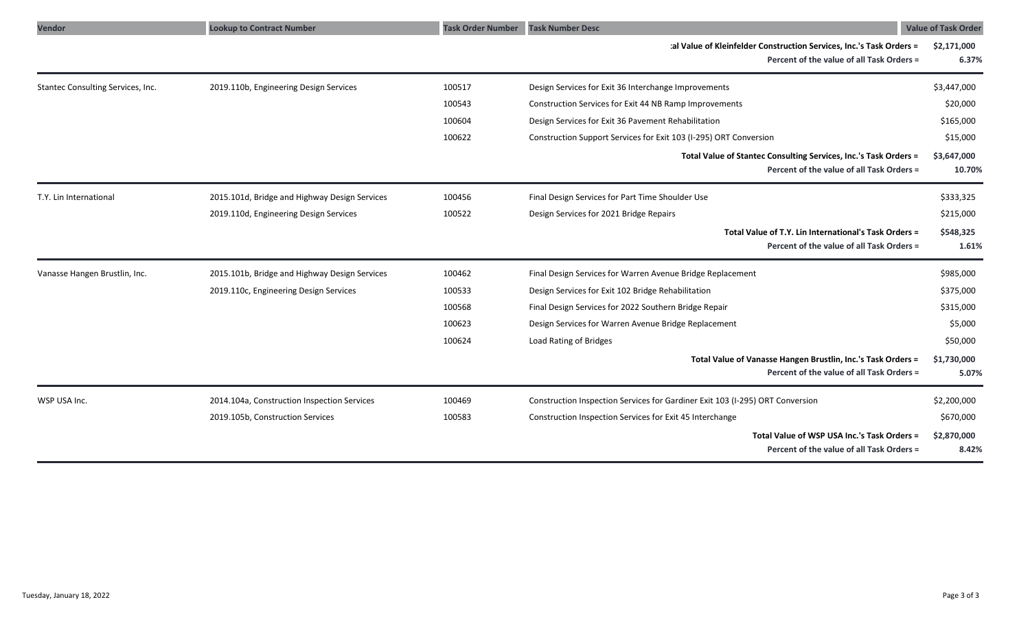| Vendor | Lookup to Contract Number | Task Order Number | Task Number Desc | Value of Task Order |
| --- | --- | --- | --- | --- |
| | | | **:al Value of Kleinfelder Construction Services, Inc.'s Task Orders =** | **$2,171,000** |
| | | | **Percent of the value of all Task Orders =** | **6.37%** |
| Stantec Consulting Services, Inc. | 2019.110b, Engineering Design Services | 100517 | Design Services for Exit 36 Interchange Improvements | $3,447,000 |
| | | 100543 | Construction Services for Exit 44 NB Ramp Improvements | $20,000 |
| | | 100604 | Design Services for Exit 36 Pavement Rehabilitation | $165,000 |
| | | 100622 | Construction Support Services for Exit 103 (I-295) ORT Conversion | $15,000 |
| | | | **Total Value of Stantec Consulting Services, Inc.'s Task Orders =** | **$3,647,000** |
| | | | **Percent of the value of all Task Orders =** | **10.70%** |
| T.Y. Lin International | 2015.101d, Bridge and Highway Design Services | 100456 | Final Design Services for Part Time Shoulder Use | $333,325 |
| | 2019.110d, Engineering Design Services | 100522 | Design Services for 2021 Bridge Repairs | $215,000 |
| | | | **Total Value of T.Y. Lin International's Task Orders =** | **$548,325** |
| | | | **Percent of the value of all Task Orders =** | **1.61%** |
| Vanasse Hangen Brustlin, Inc. | 2015.101b, Bridge and Highway Design Services | 100462 | Final Design Services for Warren Avenue Bridge Replacement | $985,000 |
| | 2019.110c, Engineering Design Services | 100533 | Design Services for Exit 102 Bridge Rehabilitation | $375,000 |
| | | 100568 | Final Design Services for 2022 Southern Bridge Repair | $315,000 |
| | | 100623 | Design Services for Warren Avenue Bridge Replacement | $5,000 |
| | | 100624 | Load Rating of Bridges | $50,000 |
| | | | **Total Value of Vanasse Hangen Brustlin, Inc.'s Task Orders =** | **$1,730,000** |
| | | | **Percent of the value of all Task Orders =** | **5.07%** |
| WSP USA Inc. | 2014.104a, Construction Inspection Services | 100469 | Construction Inspection Services for Gardiner Exit 103 (I-295) ORT Conversion | $2,200,000 |
| | 2019.105b, Construction Services | 100583 | Construction Inspection Services for Exit 45 Interchange | $670,000 |
| | | | **Total Value of WSP USA Inc.'s Task Orders =** | **$2,870,000** |
| | | | **Percent of the value of all Task Orders =** | **8.42%** |

Tuesday, January 18, 2022